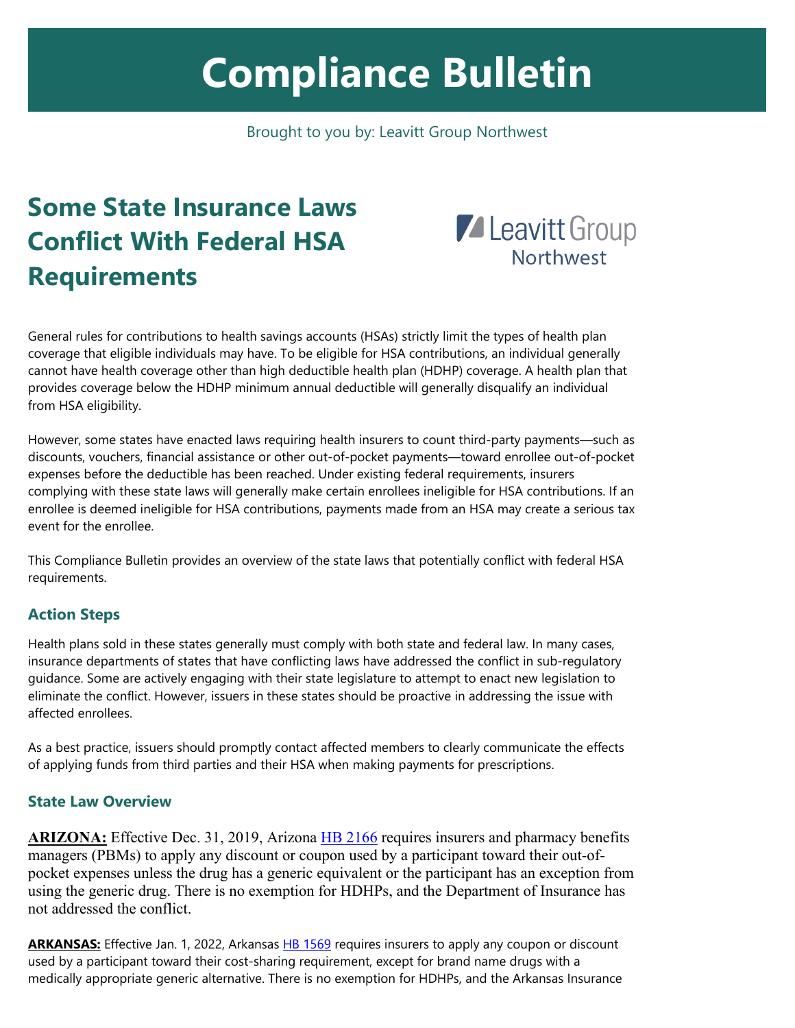# Compliance Bulletin

Brought to you by: Leavitt Group Northwest

## Some State Insurance Laws Conflict With Federal HSA Requirements

General rules for contributions to health savings accounts (HSAs) strictly limit the types of health plan coverage that eligible individuals may have. To be eligible for HSA contributions, an individual generally cannot have health coverage other than high deductible health plan (HDHP) coverage. A health plan that provides coverage below the HDHP minimum annual deductible will generally disqualify an individual from HSA eligibility.

However, some states have enacted laws requiring health insurers to count third-party payments—such as discounts, vouchers, financial assistance or other out-of-pocket payments—toward enrollee out-of-pocket expenses before the deductible has been reached. Under existing federal requirements, insurers complying with these state laws will generally make certain enrollees ineligible for HSA contributions. If an enrollee is deemed ineligible for HSA contributions, payments made from an HSA may create a serious tax event for the enrollee.

This Compliance Bulletin provides an overview of the state laws that potentially conflict with federal HSA requirements.

### Action Steps

Health plans sold in these states generally must comply with both state and federal law. In many cases, insurance departments of states that have conflicting laws have addressed the conflict in sub-regulatory guidance. Some are actively engaging with their state legislature to attempt to enact new legislation to eliminate the conflict. However, issuers in these states should be proactive in addressing the issue with affected enrollees.

As a best practice, issuers should promptly contact affected members to clearly communicate the effects of applying funds from third parties and their HSA when making payments for prescriptions.

### State Law Overview

**ARIZONA:** Effective Dec. 31, 2019, Arizona HB 2166 requires insurers and pharmacy benefits managers (PBMs) to apply any discount or coupon used by a participant toward their out-of-pocket expenses unless the drug has a generic equivalent or the participant has an exception from using the generic drug. There is no exemption for HDHPs, and the Department of Insurance has not addressed the conflict.

**ARKANSAS:** Effective Jan. 1, 2022, Arkansas HB 1569 requires insurers to apply any coupon or discount used by a participant toward their cost-sharing requirement, except for brand name drugs with a medically appropriate generic alternative. There is no exemption for HDHPs, and the Arkansas Insurance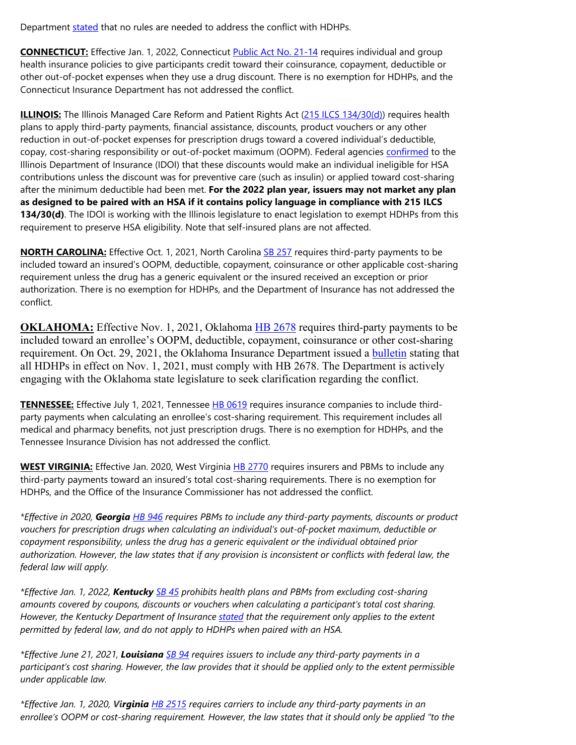Department stated that no rules are needed to address the conflict with HDHPs.

**CONNECTICUT:** Effective Jan. 1, 2022, Connecticut Public Act No. 21-14 requires individual and group health insurance policies to give participants credit toward their coinsurance, copayment, deductible or other out-of-pocket expenses when they use a drug discount. There is no exemption for HDHPs, and the Connecticut Insurance Department has not addressed the conflict.

**ILLINOIS:** The Illinois Managed Care Reform and Patient Rights Act (215 ILCS 134/30(d)) requires health plans to apply third-party payments, financial assistance, discounts, product vouchers or any other reduction in out-of-pocket expenses for prescription drugs toward a covered individual's deductible, copay, cost-sharing responsibility or out-of-pocket maximum (OOPM). Federal agencies confirmed to the Illinois Department of Insurance (IDOI) that these discounts would make an individual ineligible for HSA contributions unless the discount was for preventive care (such as insulin) or applied toward cost-sharing after the minimum deductible had been met. **For the 2022 plan year, issuers may not market any plan as designed to be paired with an HSA if it contains policy language in compliance with 215 ILCS 134/30(d)**. The IDOI is working with the Illinois legislature to enact legislation to exempt HDHPs from this requirement to preserve HSA eligibility. Note that self-insured plans are not affected.

**NORTH CAROLINA:** Effective Oct. 1, 2021, North Carolina SB 257 requires third-party payments to be included toward an insured's OOPM, deductible, copayment, coinsurance or other applicable cost-sharing requirement unless the drug has a generic equivalent or the insured received an exception or prior authorization. There is no exemption for HDHPs, and the Department of Insurance has not addressed the conflict.

**OKLAHOMA:** Effective Nov. 1, 2021, Oklahoma HB 2678 requires third-party payments to be included toward an enrollee's OOPM, deductible, copayment, coinsurance or other cost-sharing requirement. On Oct. 29, 2021, the Oklahoma Insurance Department issued a bulletin stating that all HDHPs in effect on Nov. 1, 2021, must comply with HB 2678. The Department is actively engaging with the Oklahoma state legislature to seek clarification regarding the conflict.

**TENNESSEE:** Effective July 1, 2021, Tennessee HB 0619 requires insurance companies to include third-party payments when calculating an enrollee's cost-sharing requirement. This requirement includes all medical and pharmacy benefits, not just prescription drugs. There is no exemption for HDHPs, and the Tennessee Insurance Division has not addressed the conflict.

**WEST VIRGINIA:** Effective Jan. 2020, West Virginia HB 2770 requires insurers and PBMs to include any third-party payments toward an insured's total cost-sharing requirements. There is no exemption for HDHPs, and the Office of the Insurance Commissioner has not addressed the conflict.

**Effective in 2020, **Georgia** HB 946 requires PBMs to include any third-party payments, discounts or product vouchers for prescription drugs when calculating an individual's out-of-pocket maximum, deductible or copayment responsibility, unless the drug has a generic equivalent or the individual obtained prior authorization. However, the law states that if any provision is inconsistent or conflicts with federal law, the federal law will apply.*

**Effective Jan. 1, 2022, **Kentucky** SB 45 prohibits health plans and PBMs from excluding cost-sharing amounts covered by coupons, discounts or vouchers when calculating a participant's total cost sharing. However, the Kentucky Department of Insurance stated that the requirement only applies to the extent permitted by federal law, and do not apply to HDHPs when paired with an HSA.*

**Effective June 21, 2021, **Louisiana** SB 94 requires issuers to include any third-party payments in a participant's cost sharing. However, the law provides that it should be applied only to the extent permissible under applicable law.*

**Effective Jan. 1, 2020, **Virginia** HB 2515 requires carriers to include any third-party payments in an enrollee's OOPM or cost-sharing requirement. However, the law states that it should only be applied "to the*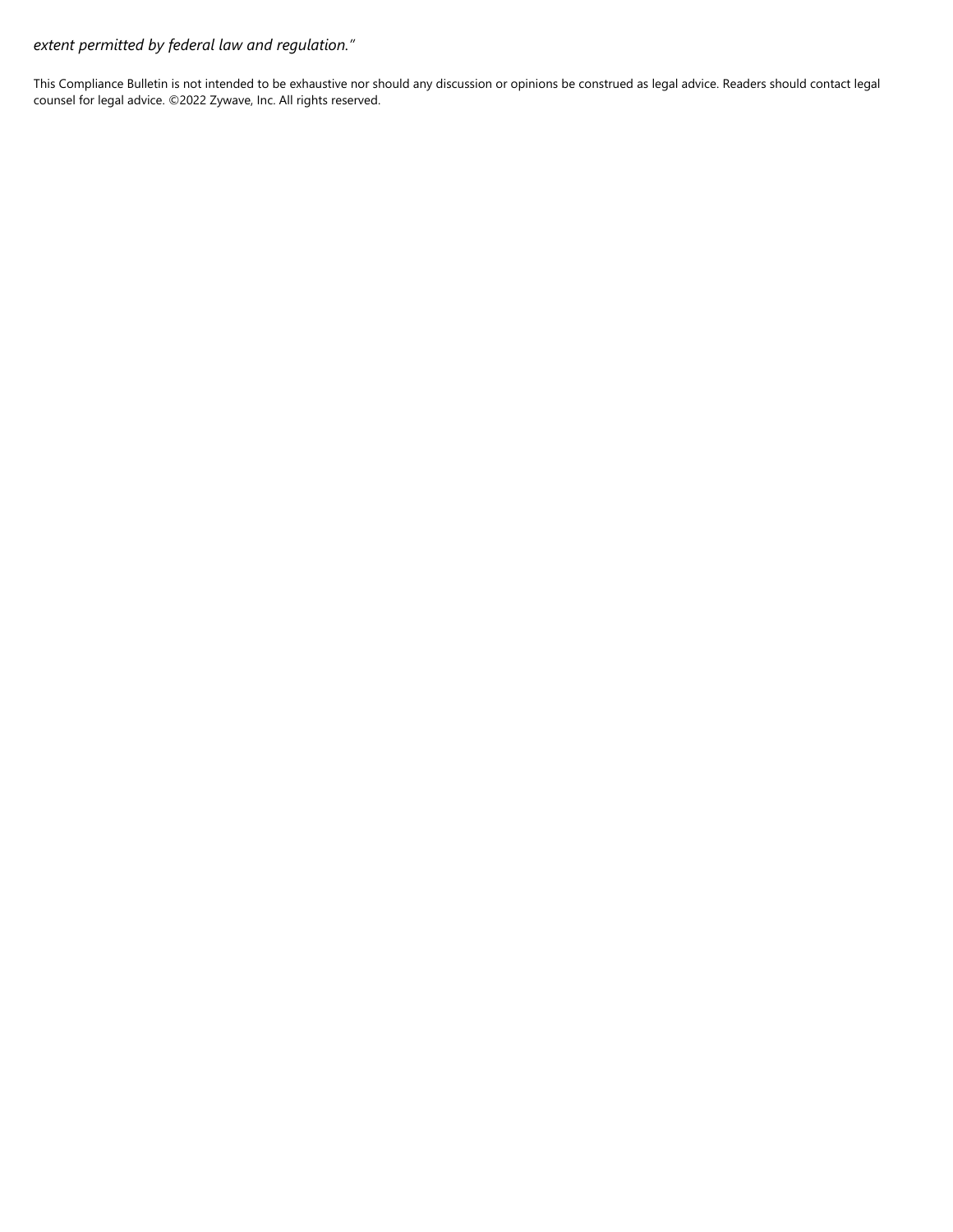*extent permitted by federal law and regulation."*

This Compliance Bulletin is not intended to be exhaustive nor should any discussion or opinions be construed as legal advice. Readers should contact legal counsel for legal advice. ©2022 Zywave, Inc. All rights reserved.